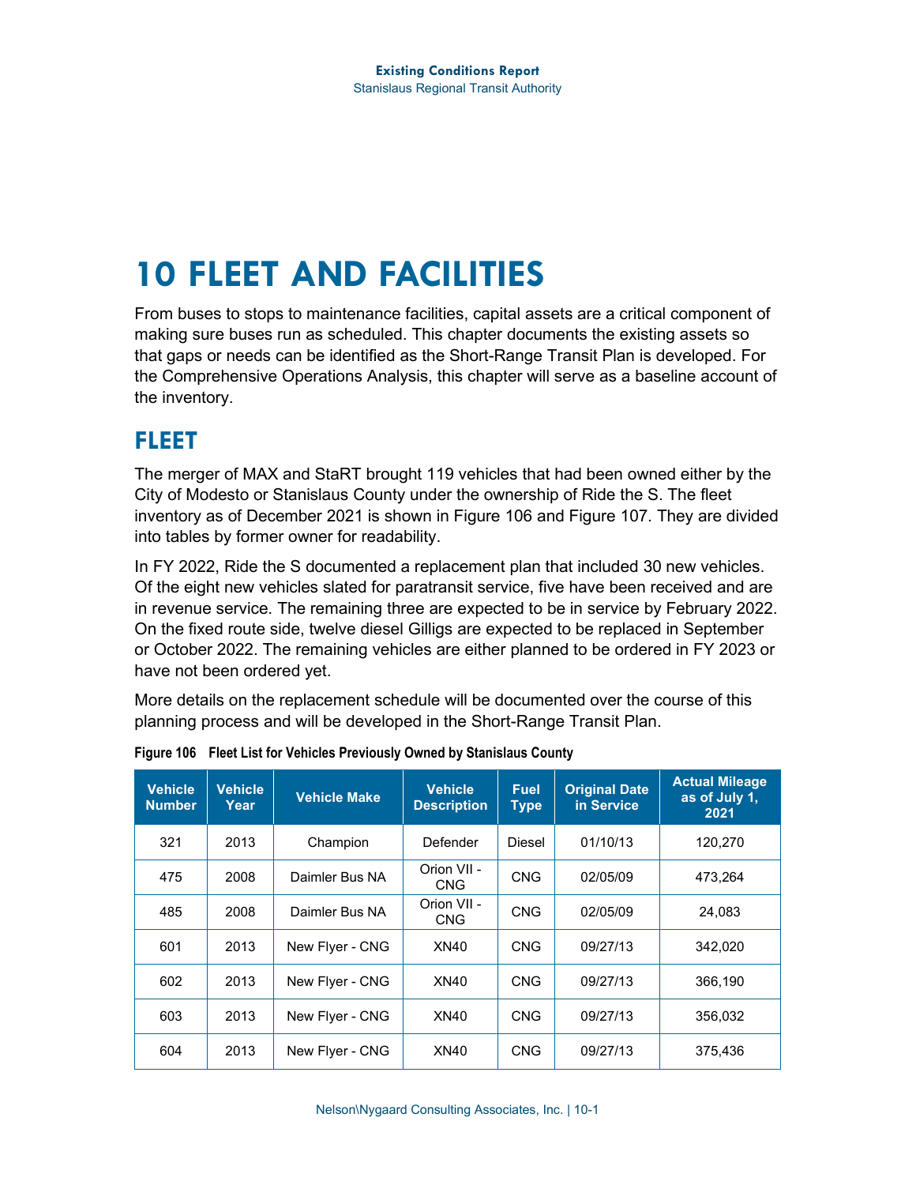# 10 FLEET AND FACILITIES

From buses to stops to maintenance facilities, capital assets are a critical component of making sure buses run as scheduled. This chapter documents the existing assets so that gaps or needs can be identified as the Short-Range Transit Plan is developed. For the Comprehensive Operations Analysis, this chapter will serve as a baseline account of the inventory.

## FLEET

The merger of MAX and StaRT brought 119 vehicles that had been owned either by the City of Modesto or Stanislaus County under the ownership of Ride the S. The fleet inventory as of December 2021 is shown in Figure 106 and Figure 107. They are divided into tables by former owner for readability.

In FY 2022, Ride the S documented a replacement plan that included 30 new vehicles. Of the eight new vehicles slated for paratransit service, five have been received and are in revenue service. The remaining three are expected to be in service by February 2022. On the fixed route side, twelve diesel Gilligs are expected to be replaced in September or October 2022. The remaining vehicles are either planned to be ordered in FY 2023 or have not been ordered yet.

More details on the replacement schedule will be documented over the course of this planning process and will be developed in the Short-Range Transit Plan.

**Figure 106 Fleet List for Vehicles Previously Owned by Stanislaus County**

| Vehicle Number | Vehicle Year | Vehicle Make | Vehicle Description | Fuel Type | Original Date in Service | Actual Mileage as of July 1, 2021 |
|---|---|---|---|---|---|---|
| 321 | 2013 | Champion | Defender | Diesel | 01/10/13 | 120,270 |
| 475 | 2008 | Daimler Bus NA | Orion VII - CNG | CNG | 02/05/09 | 473,264 |
| 485 | 2008 | Daimler Bus NA | Orion VII - CNG | CNG | 02/05/09 | 24,083 |
| 601 | 2013 | New Flyer - CNG | XN40 | CNG | 09/27/13 | 342,020 |
| 602 | 2013 | New Flyer - CNG | XN40 | CNG | 09/27/13 | 366,190 |
| 603 | 2013 | New Flyer - CNG | XN40 | CNG | 09/27/13 | 356,032 |
| 604 | 2013 | New Flyer - CNG | XN40 | CNG | 09/27/13 | 375,436 |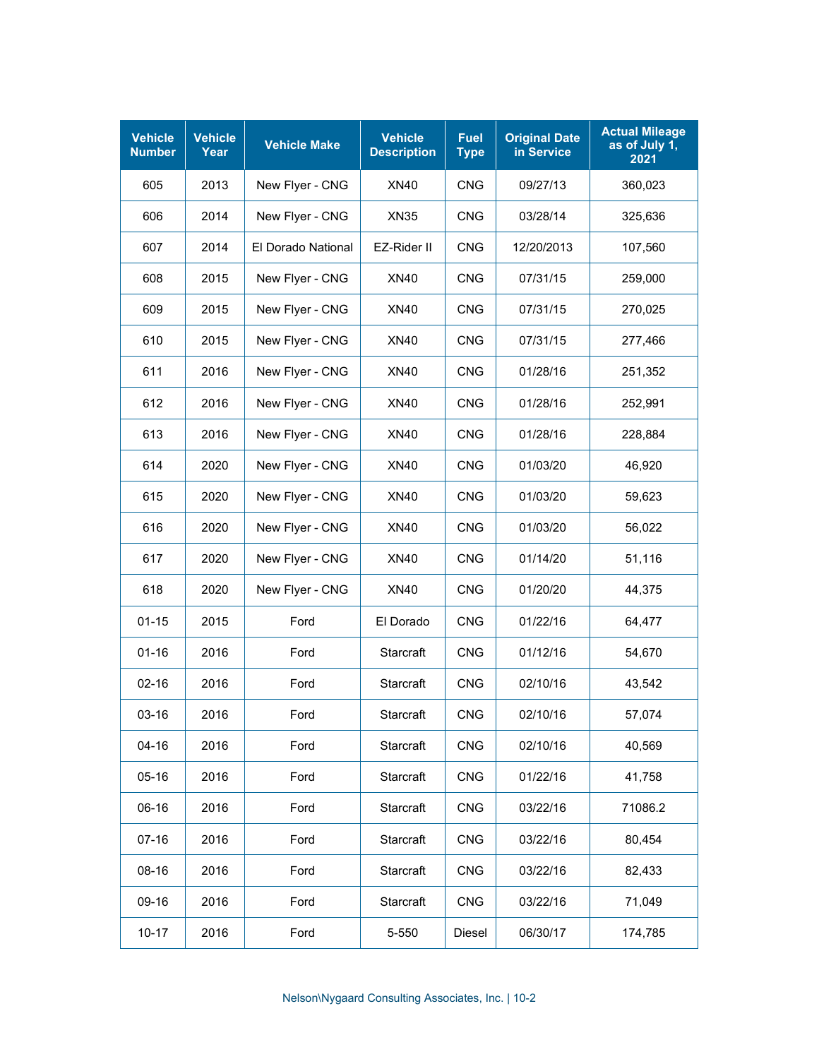| Vehicle Number | Vehicle Year | Vehicle Make | Vehicle Description | Fuel Type | Original Date in Service | Actual Mileage as of July 1, 2021 |
|---|---|---|---|---|---|---|
| 605 | 2013 | New Flyer - CNG | XN40 | CNG | 09/27/13 | 360,023 |
| 606 | 2014 | New Flyer - CNG | XN35 | CNG | 03/28/14 | 325,636 |
| 607 | 2014 | El Dorado National | EZ-Rider II | CNG | 12/20/2013 | 107,560 |
| 608 | 2015 | New Flyer - CNG | XN40 | CNG | 07/31/15 | 259,000 |
| 609 | 2015 | New Flyer - CNG | XN40 | CNG | 07/31/15 | 270,025 |
| 610 | 2015 | New Flyer - CNG | XN40 | CNG | 07/31/15 | 277,466 |
| 611 | 2016 | New Flyer - CNG | XN40 | CNG | 01/28/16 | 251,352 |
| 612 | 2016 | New Flyer - CNG | XN40 | CNG | 01/28/16 | 252,991 |
| 613 | 2016 | New Flyer - CNG | XN40 | CNG | 01/28/16 | 228,884 |
| 614 | 2020 | New Flyer - CNG | XN40 | CNG | 01/03/20 | 46,920 |
| 615 | 2020 | New Flyer - CNG | XN40 | CNG | 01/03/20 | 59,623 |
| 616 | 2020 | New Flyer - CNG | XN40 | CNG | 01/03/20 | 56,022 |
| 617 | 2020 | New Flyer - CNG | XN40 | CNG | 01/14/20 | 51,116 |
| 618 | 2020 | New Flyer - CNG | XN40 | CNG | 01/20/20 | 44,375 |
| 01-15 | 2015 | Ford | El Dorado | CNG | 01/22/16 | 64,477 |
| 01-16 | 2016 | Ford | Starcraft | CNG | 01/12/16 | 54,670 |
| 02-16 | 2016 | Ford | Starcraft | CNG | 02/10/16 | 43,542 |
| 03-16 | 2016 | Ford | Starcraft | CNG | 02/10/16 | 57,074 |
| 04-16 | 2016 | Ford | Starcraft | CNG | 02/10/16 | 40,569 |
| 05-16 | 2016 | Ford | Starcraft | CNG | 01/22/16 | 41,758 |
| 06-16 | 2016 | Ford | Starcraft | CNG | 03/22/16 | 71086.2 |
| 07-16 | 2016 | Ford | Starcraft | CNG | 03/22/16 | 80,454 |
| 08-16 | 2016 | Ford | Starcraft | CNG | 03/22/16 | 82,433 |
| 09-16 | 2016 | Ford | Starcraft | CNG | 03/22/16 | 71,049 |
| 10-17 | 2016 | Ford | 5-550 | Diesel | 06/30/17 | 174,785 |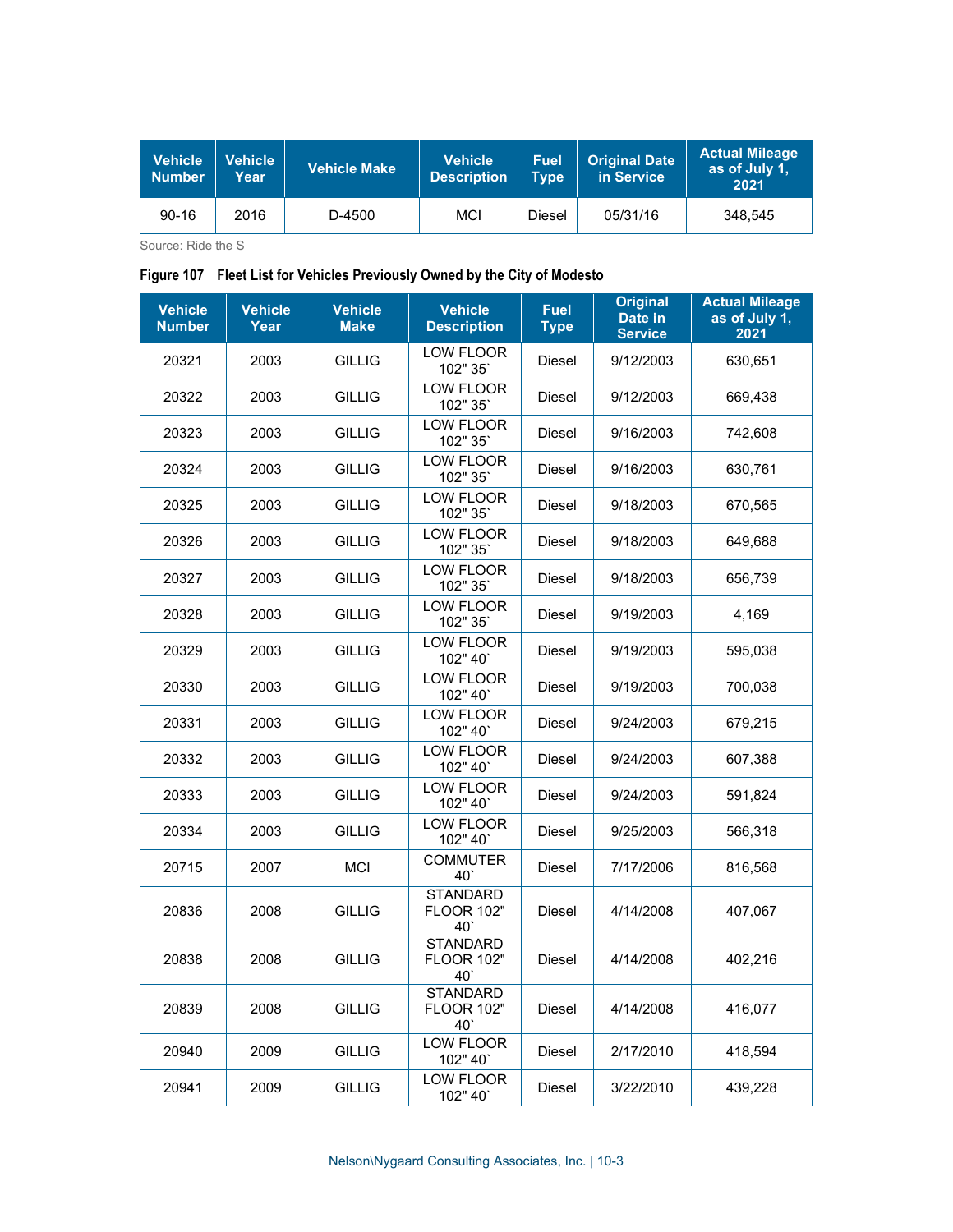| Vehicle Number | Vehicle Year | Vehicle Make | Vehicle Description | Fuel Type | Original Date in Service | Actual Mileage as of July 1, 2021 |
|---|---|---|---|---|---|---|
| 90-16 | 2016 | D-4500 | MCI | Diesel | 05/31/16 | 348,545 |

Source: Ride the S

**Figure 107 Fleet List for Vehicles Previously Owned by the City of Modesto**

| Vehicle Number | Vehicle Year | Vehicle Make | Vehicle Description | Fuel Type | Original Date in Service | Actual Mileage as of July 1, 2021 |
|---|---|---|---|---|---|---|
| 20321 | 2003 | GILLIG | LOW FLOOR 102" 35` | Diesel | 9/12/2003 | 630,651 |
| 20322 | 2003 | GILLIG | LOW FLOOR 102" 35` | Diesel | 9/12/2003 | 669,438 |
| 20323 | 2003 | GILLIG | LOW FLOOR 102" 35` | Diesel | 9/16/2003 | 742,608 |
| 20324 | 2003 | GILLIG | LOW FLOOR 102" 35` | Diesel | 9/16/2003 | 630,761 |
| 20325 | 2003 | GILLIG | LOW FLOOR 102" 35` | Diesel | 9/18/2003 | 670,565 |
| 20326 | 2003 | GILLIG | LOW FLOOR 102" 35` | Diesel | 9/18/2003 | 649,688 |
| 20327 | 2003 | GILLIG | LOW FLOOR 102" 35` | Diesel | 9/18/2003 | 656,739 |
| 20328 | 2003 | GILLIG | LOW FLOOR 102" 35` | Diesel | 9/19/2003 | 4,169 |
| 20329 | 2003 | GILLIG | LOW FLOOR 102" 40` | Diesel | 9/19/2003 | 595,038 |
| 20330 | 2003 | GILLIG | LOW FLOOR 102" 40` | Diesel | 9/19/2003 | 700,038 |
| 20331 | 2003 | GILLIG | LOW FLOOR 102" 40` | Diesel | 9/24/2003 | 679,215 |
| 20332 | 2003 | GILLIG | LOW FLOOR 102" 40` | Diesel | 9/24/2003 | 607,388 |
| 20333 | 2003 | GILLIG | LOW FLOOR 102" 40` | Diesel | 9/24/2003 | 591,824 |
| 20334 | 2003 | GILLIG | LOW FLOOR 102" 40` | Diesel | 9/25/2003 | 566,318 |
| 20715 | 2007 | MCI | COMMUTER 40` | Diesel | 7/17/2006 | 816,568 |
| 20836 | 2008 | GILLIG | STANDARD FLOOR 102" 40` | Diesel | 4/14/2008 | 407,067 |
| 20838 | 2008 | GILLIG | STANDARD FLOOR 102" 40` | Diesel | 4/14/2008 | 402,216 |
| 20839 | 2008 | GILLIG | STANDARD FLOOR 102" 40` | Diesel | 4/14/2008 | 416,077 |
| 20940 | 2009 | GILLIG | LOW FLOOR 102" 40` | Diesel | 2/17/2010 | 418,594 |
| 20941 | 2009 | GILLIG | LOW FLOOR 102" 40` | Diesel | 3/22/2010 | 439,228 |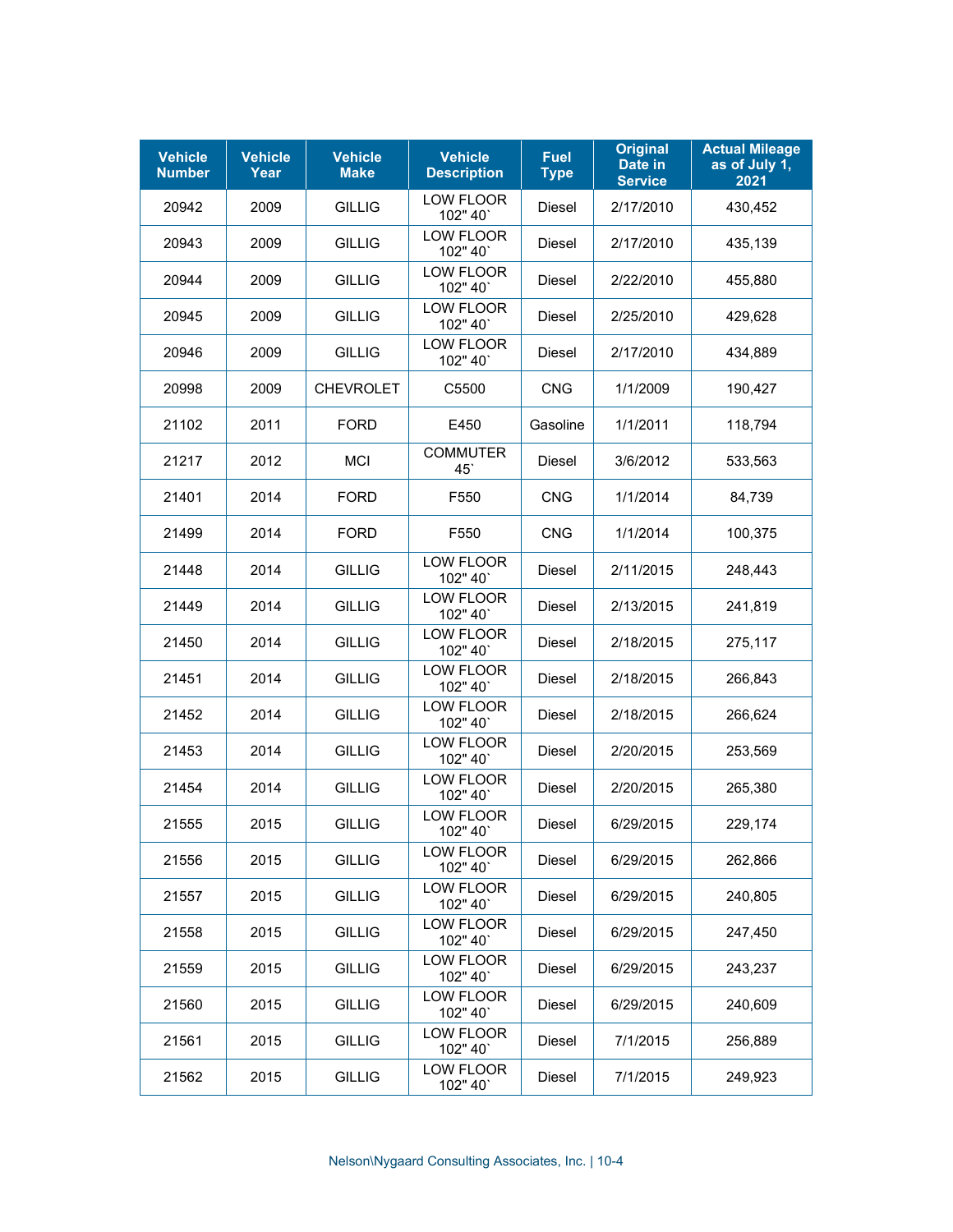| Vehicle Number | Vehicle Year | Vehicle Make | Vehicle Description | Fuel Type | Original Date in Service | Actual Mileage as of July 1, 2021 |
|---|---|---|---|---|---|---|
| 20942 | 2009 | GILLIG | LOW FLOOR 102" 40` | Diesel | 2/17/2010 | 430,452 |
| 20943 | 2009 | GILLIG | LOW FLOOR 102" 40` | Diesel | 2/17/2010 | 435,139 |
| 20944 | 2009 | GILLIG | LOW FLOOR 102" 40` | Diesel | 2/22/2010 | 455,880 |
| 20945 | 2009 | GILLIG | LOW FLOOR 102" 40` | Diesel | 2/25/2010 | 429,628 |
| 20946 | 2009 | GILLIG | LOW FLOOR 102" 40` | Diesel | 2/17/2010 | 434,889 |
| 20998 | 2009 | CHEVROLET | C5500 | CNG | 1/1/2009 | 190,427 |
| 21102 | 2011 | FORD | E450 | Gasoline | 1/1/2011 | 118,794 |
| 21217 | 2012 | MCI | COMMUTER 45` | Diesel | 3/6/2012 | 533,563 |
| 21401 | 2014 | FORD | F550 | CNG | 1/1/2014 | 84,739 |
| 21499 | 2014 | FORD | F550 | CNG | 1/1/2014 | 100,375 |
| 21448 | 2014 | GILLIG | LOW FLOOR 102" 40` | Diesel | 2/11/2015 | 248,443 |
| 21449 | 2014 | GILLIG | LOW FLOOR 102" 40` | Diesel | 2/13/2015 | 241,819 |
| 21450 | 2014 | GILLIG | LOW FLOOR 102" 40` | Diesel | 2/18/2015 | 275,117 |
| 21451 | 2014 | GILLIG | LOW FLOOR 102" 40` | Diesel | 2/18/2015 | 266,843 |
| 21452 | 2014 | GILLIG | LOW FLOOR 102" 40` | Diesel | 2/18/2015 | 266,624 |
| 21453 | 2014 | GILLIG | LOW FLOOR 102" 40` | Diesel | 2/20/2015 | 253,569 |
| 21454 | 2014 | GILLIG | LOW FLOOR 102" 40` | Diesel | 2/20/2015 | 265,380 |
| 21555 | 2015 | GILLIG | LOW FLOOR 102" 40` | Diesel | 6/29/2015 | 229,174 |
| 21556 | 2015 | GILLIG | LOW FLOOR 102" 40` | Diesel | 6/29/2015 | 262,866 |
| 21557 | 2015 | GILLIG | LOW FLOOR 102" 40` | Diesel | 6/29/2015 | 240,805 |
| 21558 | 2015 | GILLIG | LOW FLOOR 102" 40` | Diesel | 6/29/2015 | 247,450 |
| 21559 | 2015 | GILLIG | LOW FLOOR 102" 40` | Diesel | 6/29/2015 | 243,237 |
| 21560 | 2015 | GILLIG | LOW FLOOR 102" 40` | Diesel | 6/29/2015 | 240,609 |
| 21561 | 2015 | GILLIG | LOW FLOOR 102" 40` | Diesel | 7/1/2015 | 256,889 |
| 21562 | 2015 | GILLIG | LOW FLOOR 102" 40` | Diesel | 7/1/2015 | 249,923 |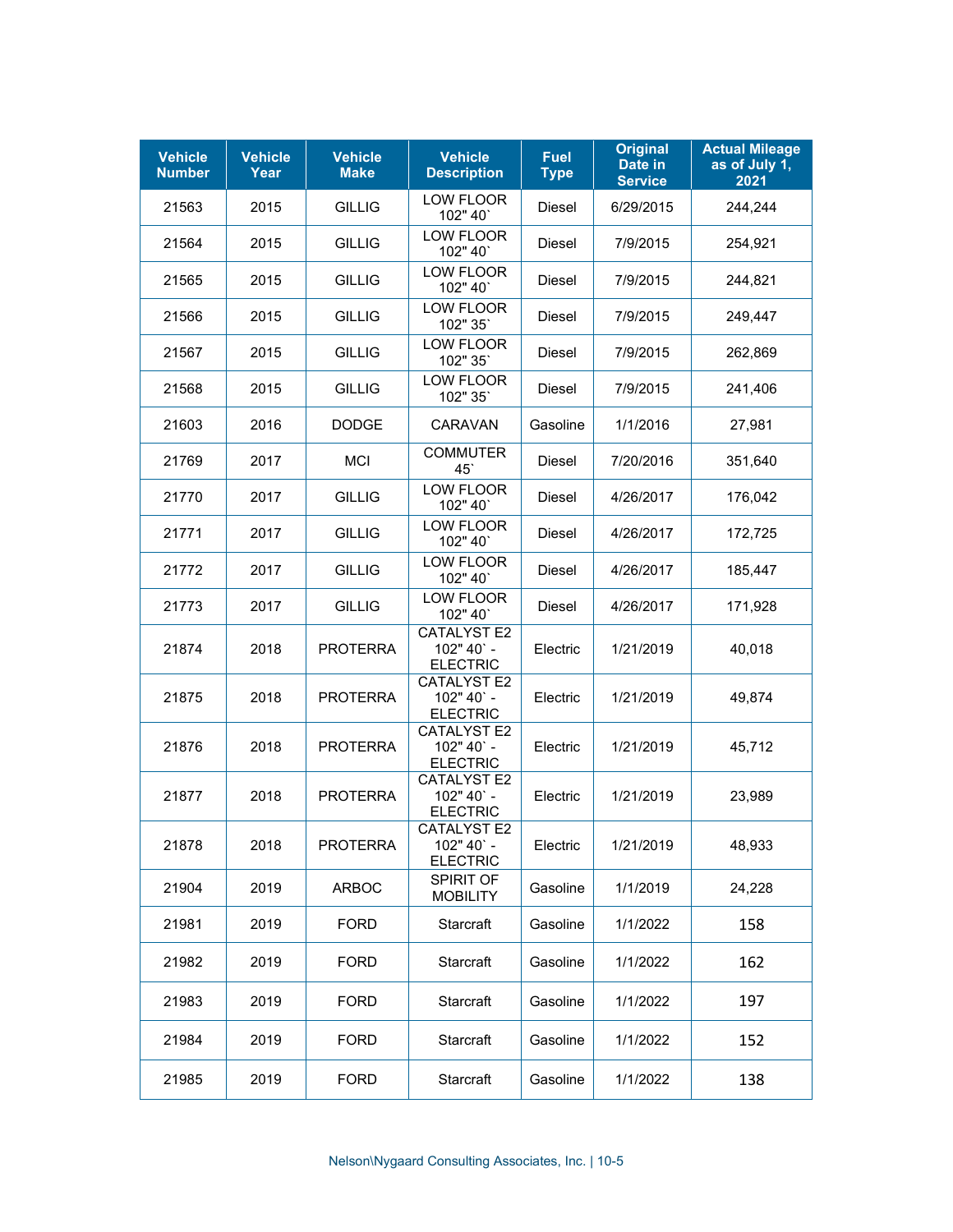| Vehicle Number | Vehicle Year | Vehicle Make | Vehicle Description | Fuel Type | Original Date in Service | Actual Mileage as of July 1, 2021 |
|---|---|---|---|---|---|---|
| 21563 | 2015 | GILLIG | LOW FLOOR 102" 40` | Diesel | 6/29/2015 | 244,244 |
| 21564 | 2015 | GILLIG | LOW FLOOR 102" 40` | Diesel | 7/9/2015 | 254,921 |
| 21565 | 2015 | GILLIG | LOW FLOOR 102" 40` | Diesel | 7/9/2015 | 244,821 |
| 21566 | 2015 | GILLIG | LOW FLOOR 102" 35` | Diesel | 7/9/2015 | 249,447 |
| 21567 | 2015 | GILLIG | LOW FLOOR 102" 35` | Diesel | 7/9/2015 | 262,869 |
| 21568 | 2015 | GILLIG | LOW FLOOR 102" 35` | Diesel | 7/9/2015 | 241,406 |
| 21603 | 2016 | DODGE | CARAVAN | Gasoline | 1/1/2016 | 27,981 |
| 21769 | 2017 | MCI | COMMUTER 45` | Diesel | 7/20/2016 | 351,640 |
| 21770 | 2017 | GILLIG | LOW FLOOR 102" 40` | Diesel | 4/26/2017 | 176,042 |
| 21771 | 2017 | GILLIG | LOW FLOOR 102" 40` | Diesel | 4/26/2017 | 172,725 |
| 21772 | 2017 | GILLIG | LOW FLOOR 102" 40` | Diesel | 4/26/2017 | 185,447 |
| 21773 | 2017 | GILLIG | LOW FLOOR 102" 40` | Diesel | 4/26/2017 | 171,928 |
| 21874 | 2018 | PROTERRA | CATALYST E2 102" 40` - ELECTRIC | Electric | 1/21/2019 | 40,018 |
| 21875 | 2018 | PROTERRA | CATALYST E2 102" 40` - ELECTRIC | Electric | 1/21/2019 | 49,874 |
| 21876 | 2018 | PROTERRA | CATALYST E2 102" 40` - ELECTRIC | Electric | 1/21/2019 | 45,712 |
| 21877 | 2018 | PROTERRA | CATALYST E2 102" 40` - ELECTRIC | Electric | 1/21/2019 | 23,989 |
| 21878 | 2018 | PROTERRA | CATALYST E2 102" 40` - ELECTRIC | Electric | 1/21/2019 | 48,933 |
| 21904 | 2019 | ARBOC | SPIRIT OF MOBILITY | Gasoline | 1/1/2019 | 24,228 |
| 21981 | 2019 | FORD | Starcraft | Gasoline | 1/1/2022 | 158 |
| 21982 | 2019 | FORD | Starcraft | Gasoline | 1/1/2022 | 162 |
| 21983 | 2019 | FORD | Starcraft | Gasoline | 1/1/2022 | 197 |
| 21984 | 2019 | FORD | Starcraft | Gasoline | 1/1/2022 | 152 |
| 21985 | 2019 | FORD | Starcraft | Gasoline | 1/1/2022 | 138 |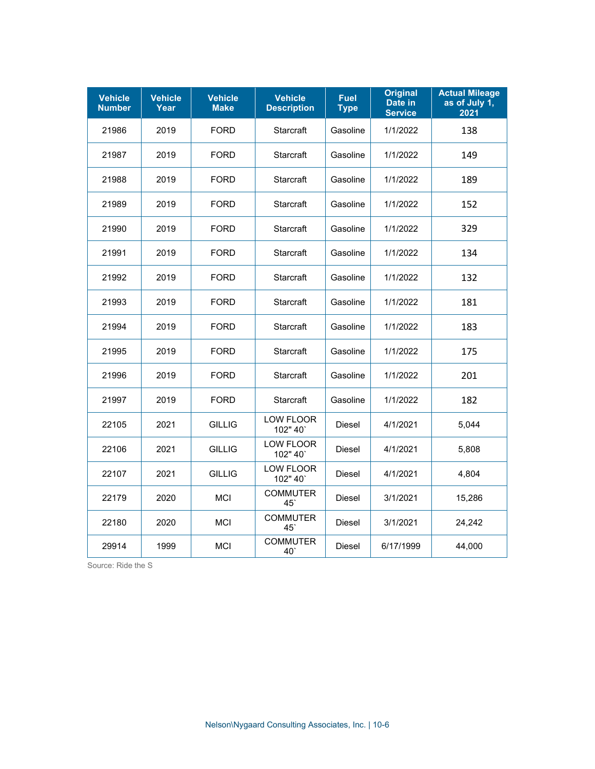| Vehicle Number | Vehicle Year | Vehicle Make | Vehicle Description | Fuel Type | Original Date in Service | Actual Mileage as of July 1, 2021 |
|---|---|---|---|---|---|---|
| 21986 | 2019 | FORD | Starcraft | Gasoline | 1/1/2022 | 138 |
| 21987 | 2019 | FORD | Starcraft | Gasoline | 1/1/2022 | 149 |
| 21988 | 2019 | FORD | Starcraft | Gasoline | 1/1/2022 | 189 |
| 21989 | 2019 | FORD | Starcraft | Gasoline | 1/1/2022 | 152 |
| 21990 | 2019 | FORD | Starcraft | Gasoline | 1/1/2022 | 329 |
| 21991 | 2019 | FORD | Starcraft | Gasoline | 1/1/2022 | 134 |
| 21992 | 2019 | FORD | Starcraft | Gasoline | 1/1/2022 | 132 |
| 21993 | 2019 | FORD | Starcraft | Gasoline | 1/1/2022 | 181 |
| 21994 | 2019 | FORD | Starcraft | Gasoline | 1/1/2022 | 183 |
| 21995 | 2019 | FORD | Starcraft | Gasoline | 1/1/2022 | 175 |
| 21996 | 2019 | FORD | Starcraft | Gasoline | 1/1/2022 | 201 |
| 21997 | 2019 | FORD | Starcraft | Gasoline | 1/1/2022 | 182 |
| 22105 | 2021 | GILLIG | LOW FLOOR 102" 40` | Diesel | 4/1/2021 | 5,044 |
| 22106 | 2021 | GILLIG | LOW FLOOR 102" 40` | Diesel | 4/1/2021 | 5,808 |
| 22107 | 2021 | GILLIG | LOW FLOOR 102" 40` | Diesel | 4/1/2021 | 4,804 |
| 22179 | 2020 | MCI | COMMUTER 45` | Diesel | 3/1/2021 | 15,286 |
| 22180 | 2020 | MCI | COMMUTER 45` | Diesel | 3/1/2021 | 24,242 |
| 29914 | 1999 | MCI | COMMUTER 40` | Diesel | 6/17/1999 | 44,000 |

Source: Ride the S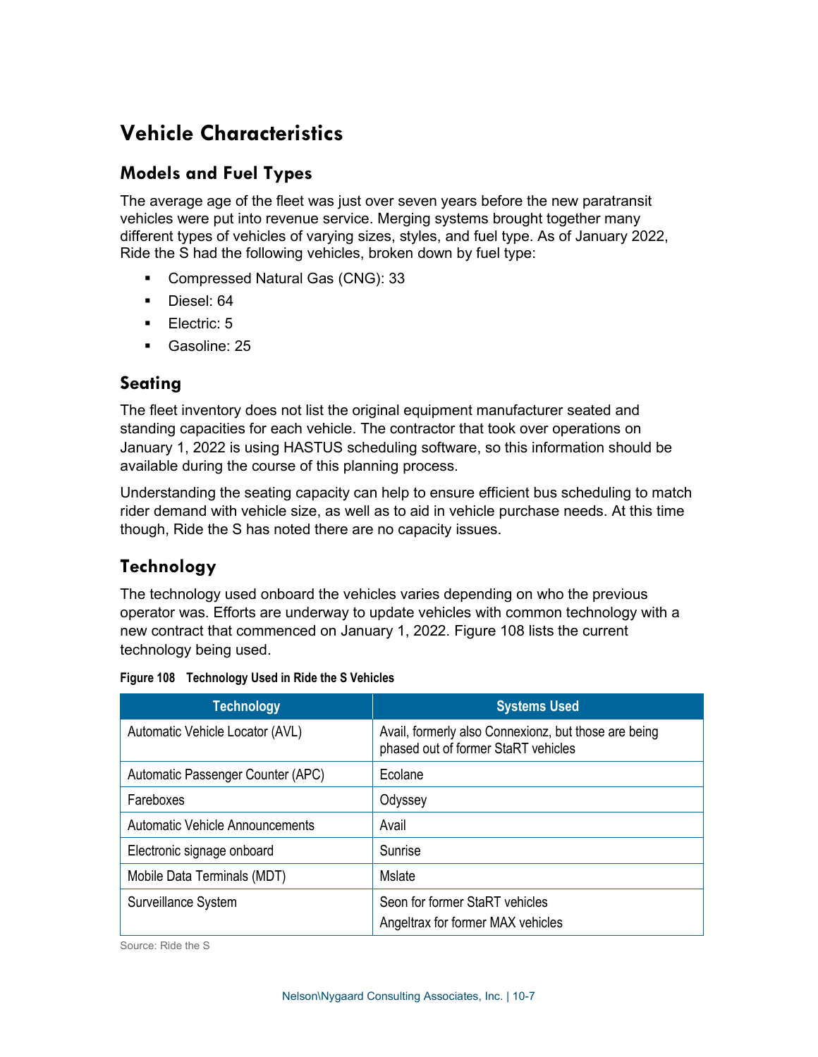# Vehicle Characteristics

## Models and Fuel Types

The average age of the fleet was just over seven years before the new paratransit vehicles were put into revenue service. Merging systems brought together many different types of vehicles of varying sizes, styles, and fuel type. As of January 2022, Ride the S had the following vehicles, broken down by fuel type:

- Compressed Natural Gas (CNG): 33
- Diesel: 64
- Electric: 5
- Gasoline: 25

## Seating

The fleet inventory does not list the original equipment manufacturer seated and standing capacities for each vehicle. The contractor that took over operations on January 1, 2022 is using HASTUS scheduling software, so this information should be available during the course of this planning process.

Understanding the seating capacity can help to ensure efficient bus scheduling to match rider demand with vehicle size, as well as to aid in vehicle purchase needs. At this time though, Ride the S has noted there are no capacity issues.

## Technology

The technology used onboard the vehicles varies depending on who the previous operator was. Efforts are underway to update vehicles with common technology with a new contract that commenced on January 1, 2022. Figure 108 lists the current technology being used.

**Figure 108 Technology Used in Ride the S Vehicles**

| Technology | Systems Used |
|---|---|
| Automatic Vehicle Locator (AVL) | Avail, formerly also Connexionz, but those are being phased out of former StaRT vehicles |
| Automatic Passenger Counter (APC) | Ecolane |
| Fareboxes | Odyssey |
| Automatic Vehicle Announcements | Avail |
| Electronic signage onboard | Sunrise |
| Mobile Data Terminals (MDT) | Mslate |
| Surveillance System | Seon for former StaRT vehicles<br>Angeltrax for former MAX vehicles |

Source: Ride the S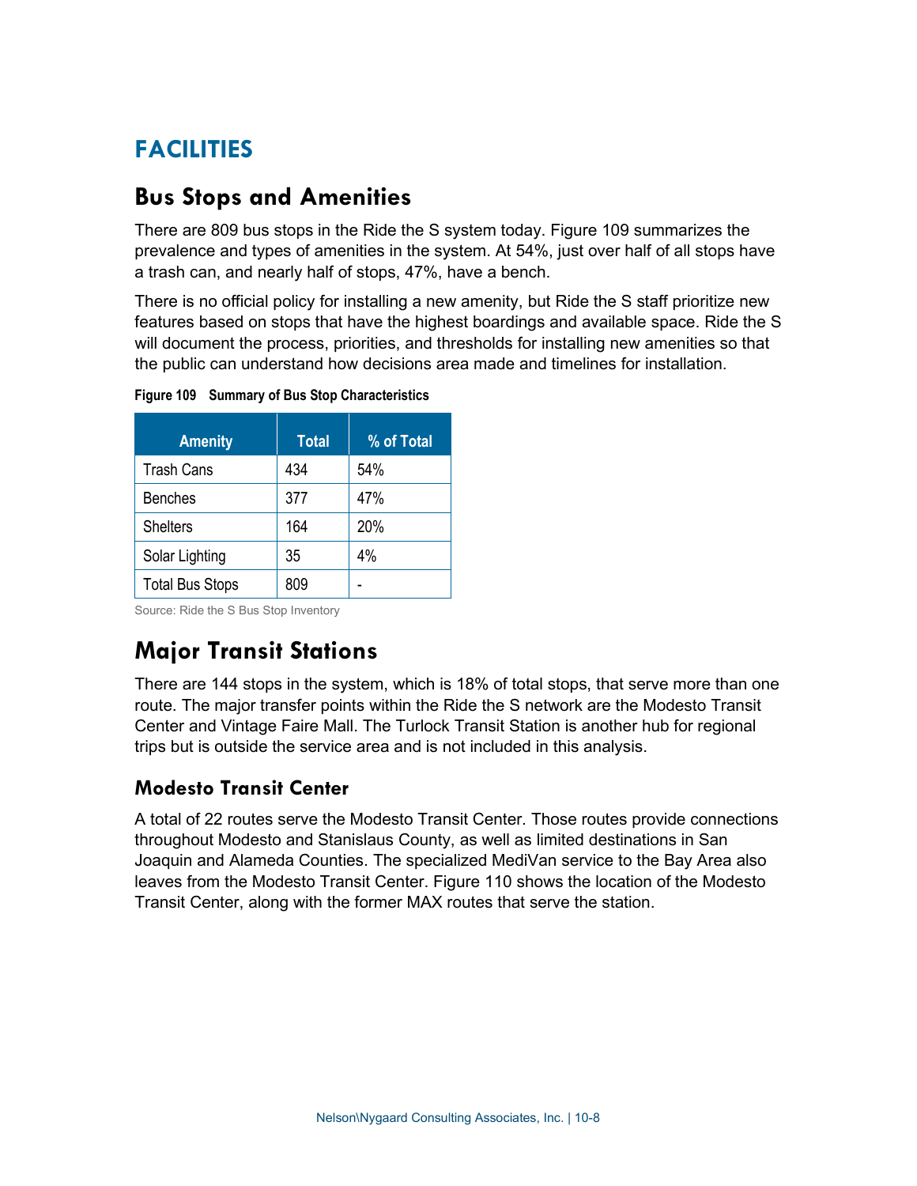# FACILITIES

## Bus Stops and Amenities

There are 809 bus stops in the Ride the S system today. Figure 109 summarizes the prevalence and types of amenities in the system. At 54%, just over half of all stops have a trash can, and nearly half of stops, 47%, have a bench.

There is no official policy for installing a new amenity, but Ride the S staff prioritize new features based on stops that have the highest boardings and available space. Ride the S will document the process, priorities, and thresholds for installing new amenities so that the public can understand how decisions area made and timelines for installation.

**Figure 109 Summary of Bus Stop Characteristics**

| Amenity | Total | % of Total |
|---|---|---|
| Trash Cans | 434 | 54% |
| Benches | 377 | 47% |
| Shelters | 164 | 20% |
| Solar Lighting | 35 | 4% |
| Total Bus Stops | 809 | - |

Source: Ride the S Bus Stop Inventory

## Major Transit Stations

There are 144 stops in the system, which is 18% of total stops, that serve more than one route. The major transfer points within the Ride the S network are the Modesto Transit Center and Vintage Faire Mall. The Turlock Transit Station is another hub for regional trips but is outside the service area and is not included in this analysis.

### Modesto Transit Center

A total of 22 routes serve the Modesto Transit Center. Those routes provide connections throughout Modesto and Stanislaus County, as well as limited destinations in San Joaquin and Alameda Counties. The specialized MediVan service to the Bay Area also leaves from the Modesto Transit Center. Figure 110 shows the location of the Modesto Transit Center, along with the former MAX routes that serve the station.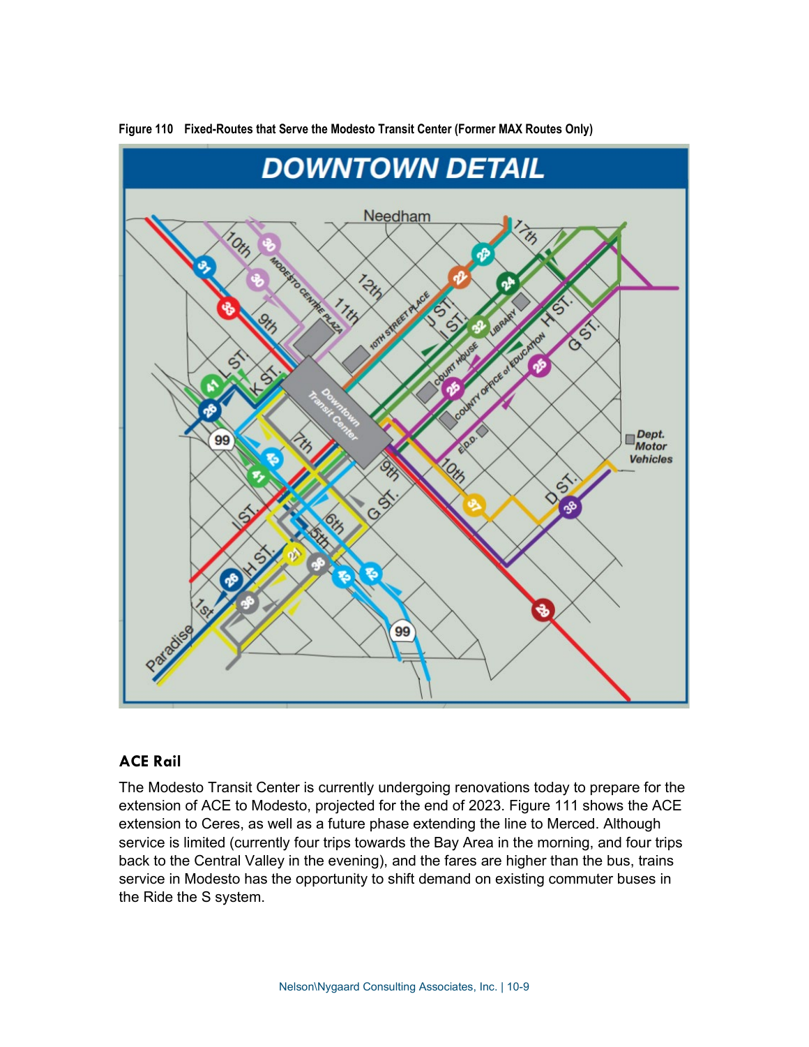Figure 110 Fixed-Routes that Serve the Modesto Transit Center (Former MAX Routes Only)

## ACE Rail

The Modesto Transit Center is currently undergoing renovations today to prepare for the extension of ACE to Modesto, projected for the end of 2023. Figure 111 shows the ACE extension to Ceres, as well as a future phase extending the line to Merced. Although service is limited (currently four trips towards the Bay Area in the morning, and four trips back to the Central Valley in the evening), and the fares are higher than the bus, trains service in Modesto has the opportunity to shift demand on existing commuter buses in the Ride the S system.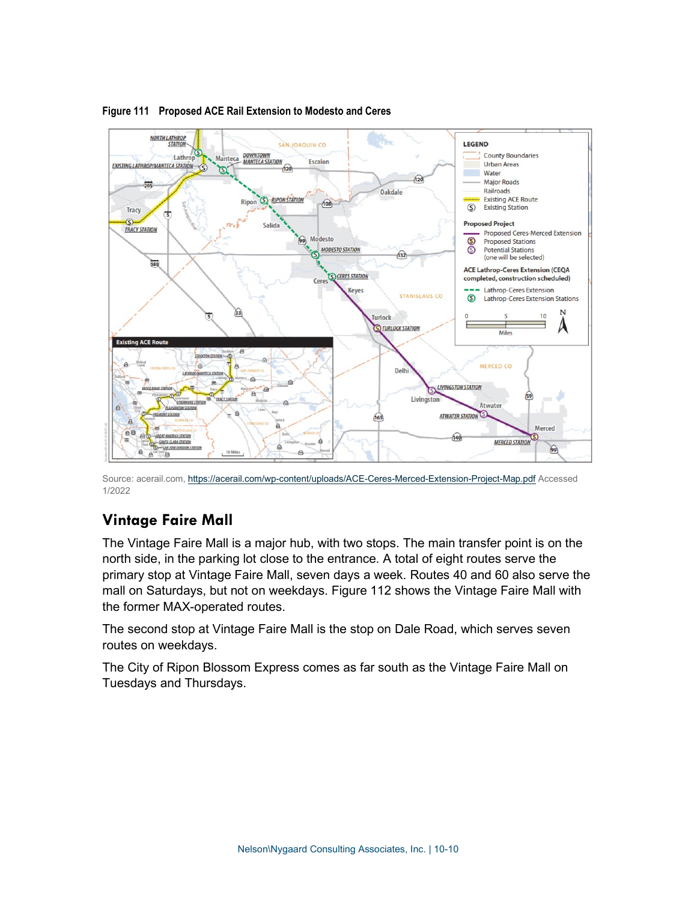**Figure 111 Proposed ACE Rail Extension to Modesto and Ceres**

Source: acerail.com, https://acerail.com/wp-content/uploads/ACE-Ceres-Merced-Extension-Project-Map.pdf Accessed 1/2022

## Vintage Faire Mall

The Vintage Faire Mall is a major hub, with two stops. The main transfer point is on the north side, in the parking lot close to the entrance. A total of eight routes serve the primary stop at Vintage Faire Mall, seven days a week. Routes 40 and 60 also serve the mall on Saturdays, but not on weekdays. Figure 112 shows the Vintage Faire Mall with the former MAX-operated routes.

The second stop at Vintage Faire Mall is the stop on Dale Road, which serves seven routes on weekdays.

The City of Ripon Blossom Express comes as far south as the Vintage Faire Mall on Tuesdays and Thursdays.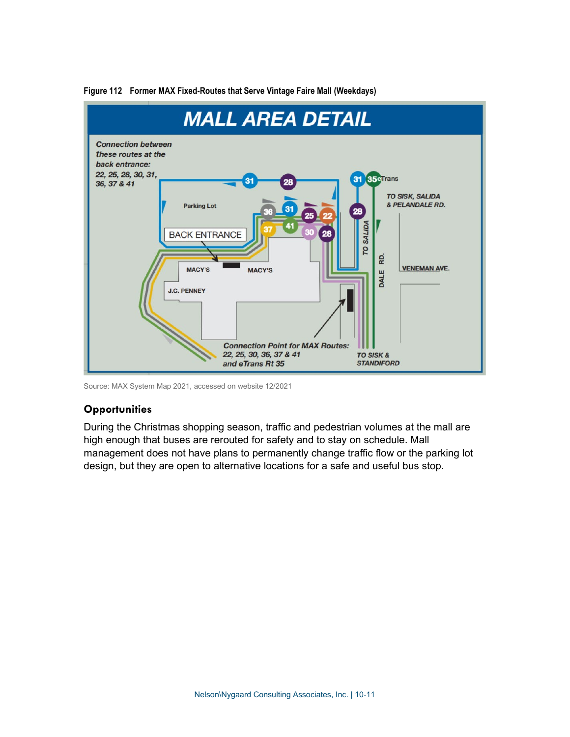**Figure 112 Former MAX Fixed-Routes that Serve Vintage Faire Mall (Weekdays)**

MALL AREA DETAIL

Connection between these routes at the back entrance: 22, 25, 28, 30, 31, 36, 37 & 41

31
28
31
35 eTrans
TO SISK, SALIDA & PELANDALE RD.
Parking Lot
36
31
25
22
28
37
41
30
28
TO SALIDA
BACK ENTRANCE
DALE RD.
VENEMAN AVE.
MACY'S
MACY'S
J.C. PENNEY
Connection Point for MAX Routes: 22, 25, 30, 36, 37 & 41 and eTrans Rt 35
TO SISK & STANDIFORD

Source: MAX System Map 2021, accessed on website 12/2021

### Opportunities

During the Christmas shopping season, traffic and pedestrian volumes at the mall are high enough that buses are rerouted for safety and to stay on schedule. Mall management does not have plans to permanently change traffic flow or the parking lot design, but they are open to alternative locations for a safe and useful bus stop.